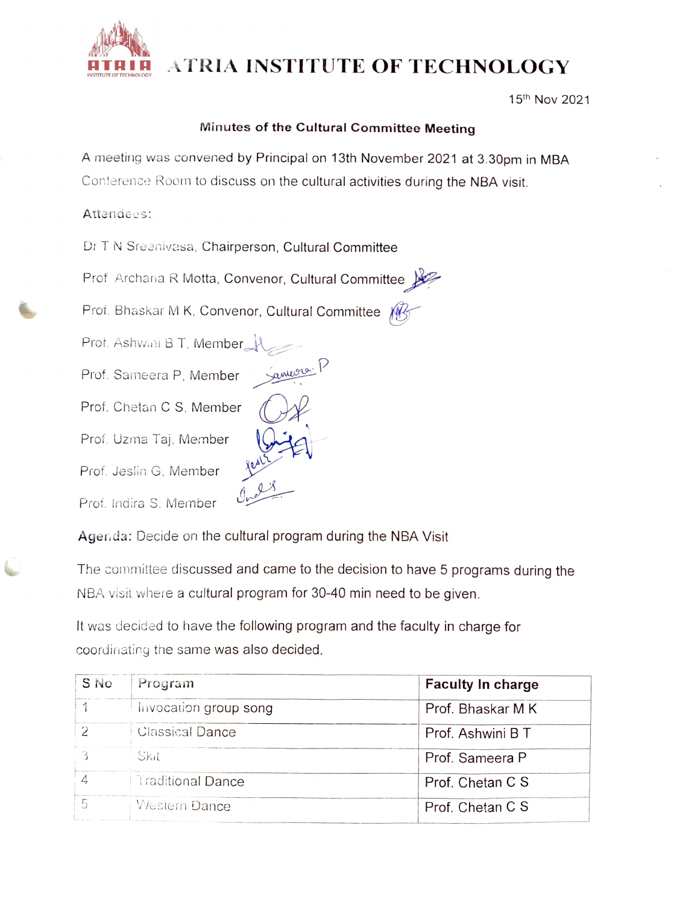# ATRIA INSTITUTE OF TECHNOLOGY

15th Nov 2021

## Minutes of the Cultural Committee Meeting

A meeting was convened by Principal on 13th November 2021 at 3.30pm in MBA Conference Room to discuss on the cultural activities during the NBA visit.

Attendees:

Dr T N Sreenivasa, Chairperson, Cultural Committee

Prof Archana R Motta, Convenor, Cultural Committee

Prof. Bhaskar M K, Convenor, Cultural Committee

Prof. Ashwini B T, Member

Prof. Sameera P, Member

Prof. Chetan C S, Member

Prof. Uzma Taj, Member

Prof. Jeslin G, Member

Prof. Indira S, Member

**Agenda:** Decide on the cultural program during the NBA Visit

The committee discussed and came to the decision to have 5 programs during the NBA visit where a cultural program for 30-40 min need to be given.

It was decided to have the following program and the faculty in charge for coordinating the same was also decided.

| S No | Program | Faculty In charge |
|---|---|---|
| 1 | Invocation group song | Prof. Bhaskar M K |
| 2 | Classical Dance | Prof. Ashwini B T |
| 3 | Skit | Prof. Sameera P |
| 4 | Traditional Dance | Prof. Chetan C S |
| 5 | Western Dance | Prof. Chetan C S |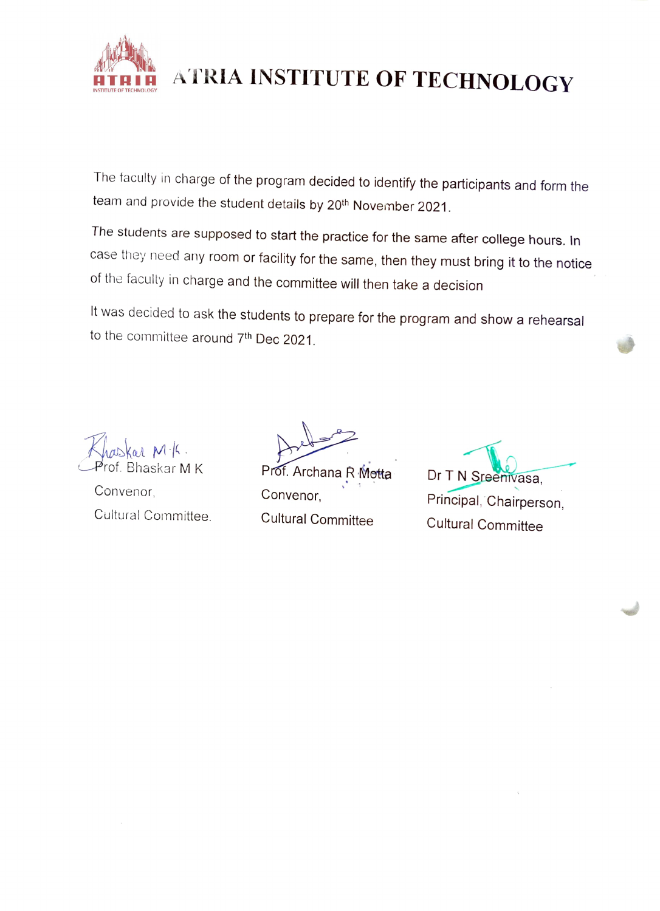# ATRIA INSTITUTE OF TECHNOLOGY

The faculty in charge of the program decided to identify the participants and form the team and provide the student details by 20th November 2021.

The students are supposed to start the practice for the same after college hours. In case they need any room or facility for the same, then they must bring it to the notice of the faculty in charge and the committee will then take a decision

It was decided to ask the students to prepare for the program and show a rehearsal to the committee around 7th Dec 2021.

| | | |
|---|---|---|
| Prof. Bhaskar M K | Prof. Archana R Motta | Dr T N Sreenivasa, |
| Convenor, | Convenor, | Principal, Chairperson, |
| Cultural Committee. | Cultural Committee | Cultural Committee |